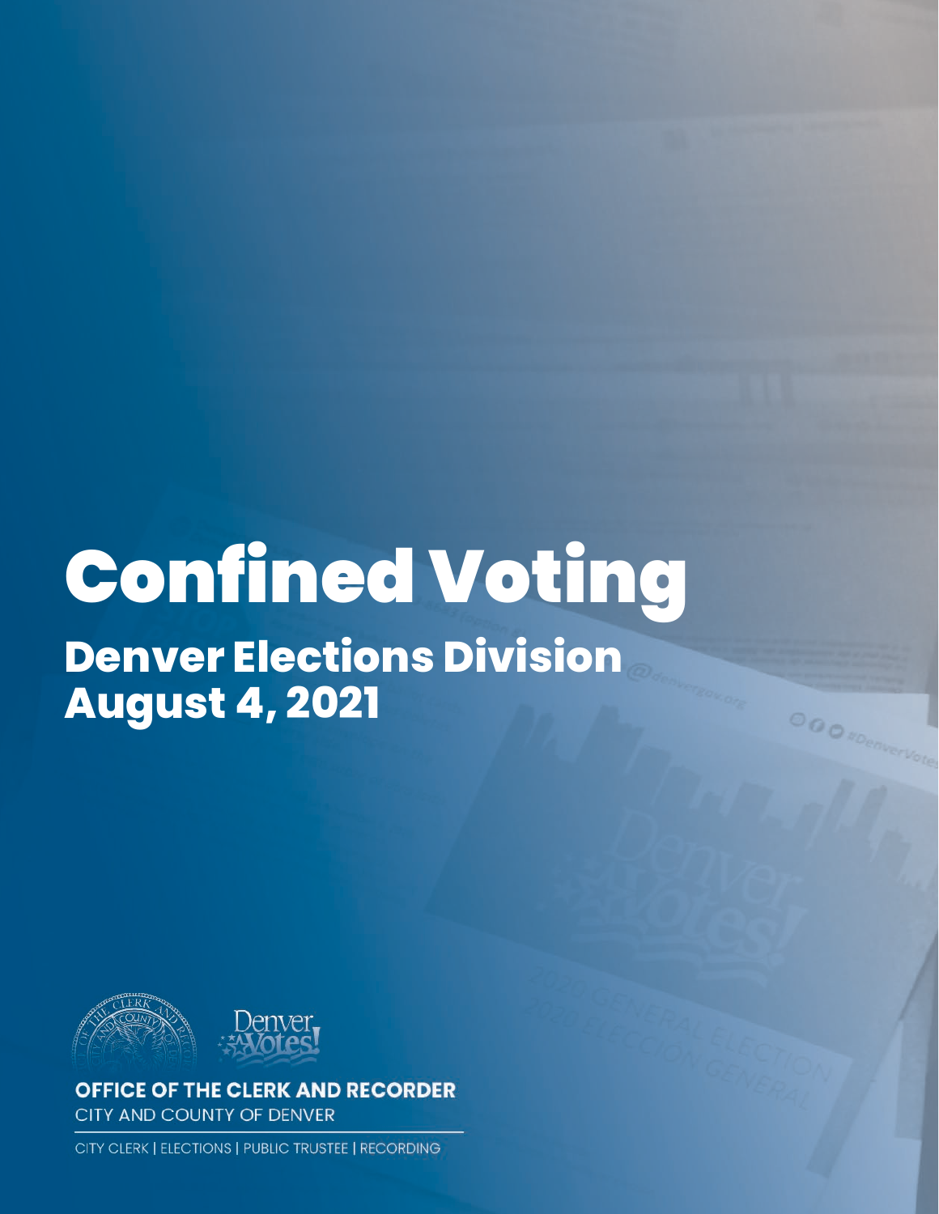# Confined Voting

## Denver Elections Division
## August 4, 2021

**OFFICE OF THE CLERK AND RECORDER**
CITY AND COUNTY OF DENVER

CITY CLERK | ELECTIONS | PUBLIC TRUSTEE | RECORDING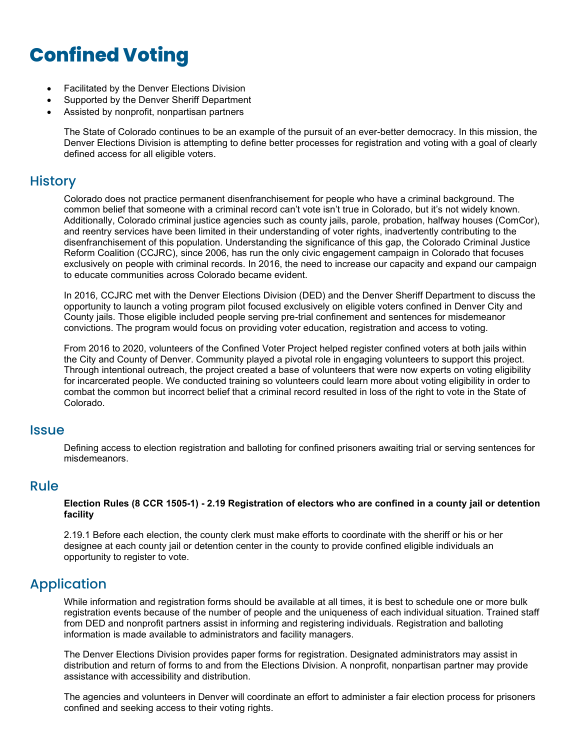# Confined Voting

- Facilitated by the Denver Elections Division
- Supported by the Denver Sheriff Department
- Assisted by nonprofit, nonpartisan partners

The State of Colorado continues to be an example of the pursuit of an ever-better democracy. In this mission, the Denver Elections Division is attempting to define better processes for registration and voting with a goal of clearly defined access for all eligible voters.

## History

Colorado does not practice permanent disenfranchisement for people who have a criminal background. The common belief that someone with a criminal record can't vote isn't true in Colorado, but it's not widely known. Additionally, Colorado criminal justice agencies such as county jails, parole, probation, halfway houses (ComCor), and reentry services have been limited in their understanding of voter rights, inadvertently contributing to the disenfranchisement of this population. Understanding the significance of this gap, the Colorado Criminal Justice Reform Coalition (CCJRC), since 2006, has run the only civic engagement campaign in Colorado that focuses exclusively on people with criminal records. In 2016, the need to increase our capacity and expand our campaign to educate communities across Colorado became evident.

In 2016, CCJRC met with the Denver Elections Division (DED) and the Denver Sheriff Department to discuss the opportunity to launch a voting program pilot focused exclusively on eligible voters confined in Denver City and County jails. Those eligible included people serving pre-trial confinement and sentences for misdemeanor convictions. The program would focus on providing voter education, registration and access to voting.

From 2016 to 2020, volunteers of the Confined Voter Project helped register confined voters at both jails within the City and County of Denver. Community played a pivotal role in engaging volunteers to support this project. Through intentional outreach, the project created a base of volunteers that were now experts on voting eligibility for incarcerated people. We conducted training so volunteers could learn more about voting eligibility in order to combat the common but incorrect belief that a criminal record resulted in loss of the right to vote in the State of Colorado.

## Issue

Defining access to election registration and balloting for confined prisoners awaiting trial or serving sentences for misdemeanors.

## Rule

**Election Rules (8 CCR 1505-1) - 2.19 Registration of electors who are confined in a county jail or detention facility**

2.19.1 Before each election, the county clerk must make efforts to coordinate with the sheriff or his or her designee at each county jail or detention center in the county to provide confined eligible individuals an opportunity to register to vote.

## Application

While information and registration forms should be available at all times, it is best to schedule one or more bulk registration events because of the number of people and the uniqueness of each individual situation. Trained staff from DED and nonprofit partners assist in informing and registering individuals. Registration and balloting information is made available to administrators and facility managers.

The Denver Elections Division provides paper forms for registration. Designated administrators may assist in distribution and return of forms to and from the Elections Division. A nonprofit, nonpartisan partner may provide assistance with accessibility and distribution.

The agencies and volunteers in Denver will coordinate an effort to administer a fair election process for prisoners confined and seeking access to their voting rights.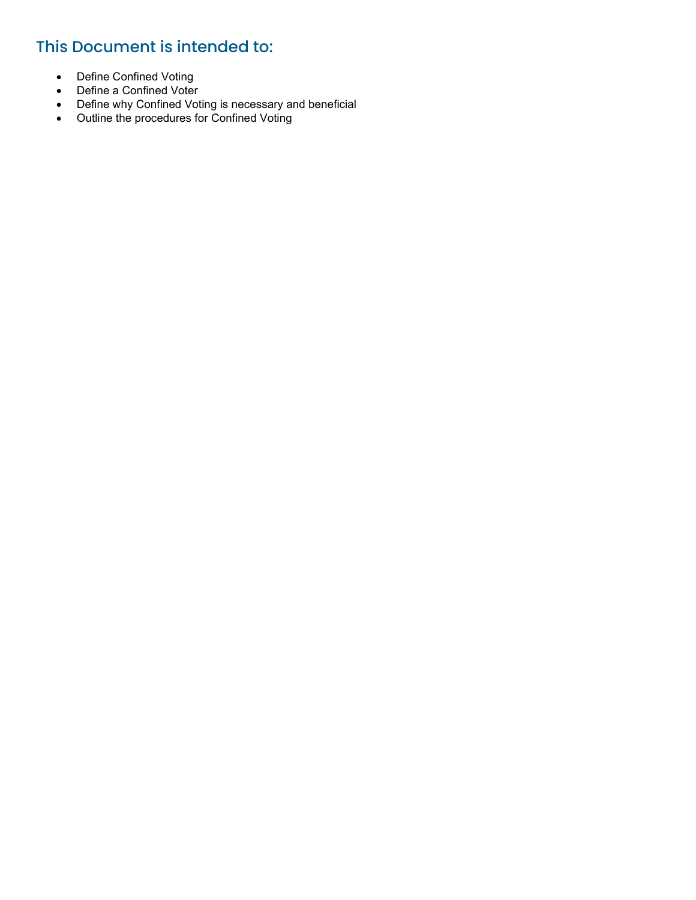## This Document is intended to:

- Define Confined Voting
- Define a Confined Voter
- Define why Confined Voting is necessary and beneficial
- Outline the procedures for Confined Voting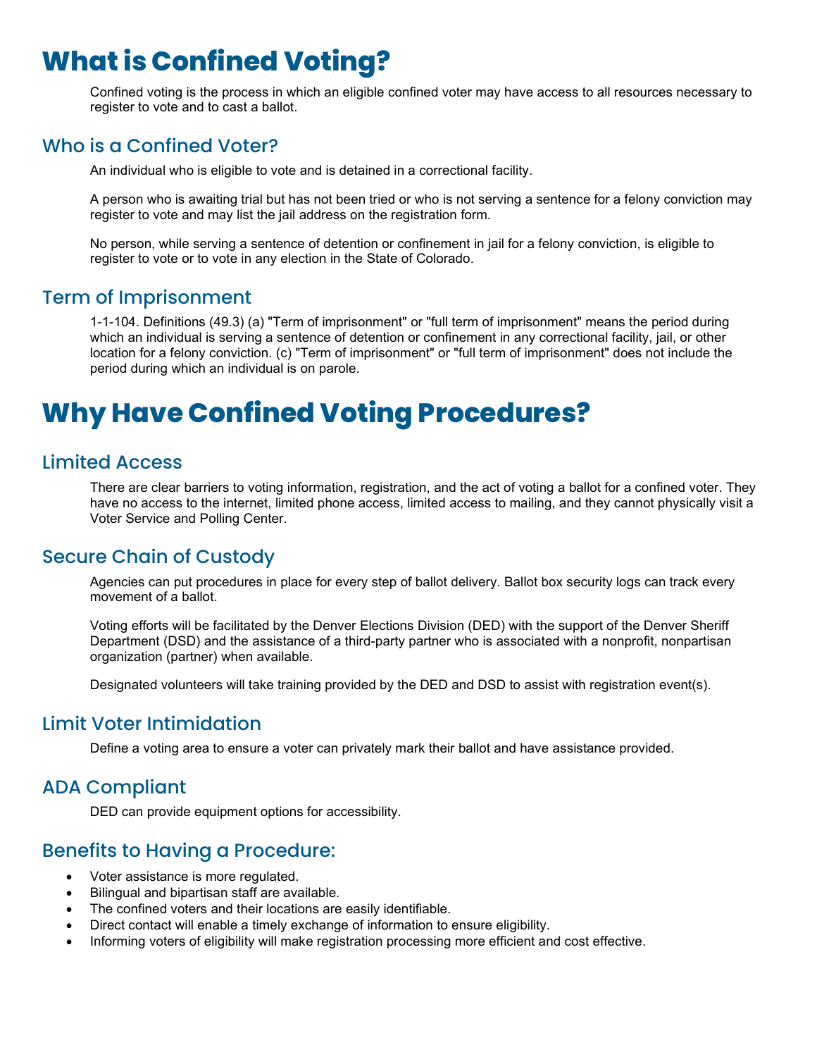# What is Confined Voting?

Confined voting is the process in which an eligible confined voter may have access to all resources necessary to register to vote and to cast a ballot.

## Who is a Confined Voter?

An individual who is eligible to vote and is detained in a correctional facility.

A person who is awaiting trial but has not been tried or who is not serving a sentence for a felony conviction may register to vote and may list the jail address on the registration form.

No person, while serving a sentence of detention or confinement in jail for a felony conviction, is eligible to register to vote or to vote in any election in the State of Colorado.

## Term of Imprisonment

1-1-104. Definitions (49.3) (a) "Term of imprisonment" or "full term of imprisonment" means the period during which an individual is serving a sentence of detention or confinement in any correctional facility, jail, or other location for a felony conviction. (c) "Term of imprisonment" or "full term of imprisonment" does not include the period during which an individual is on parole.

# Why Have Confined Voting Procedures?

## Limited Access

There are clear barriers to voting information, registration, and the act of voting a ballot for a confined voter. They have no access to the internet, limited phone access, limited access to mailing, and they cannot physically visit a Voter Service and Polling Center.

## Secure Chain of Custody

Agencies can put procedures in place for every step of ballot delivery. Ballot box security logs can track every movement of a ballot.

Voting efforts will be facilitated by the Denver Elections Division (DED) with the support of the Denver Sheriff Department (DSD) and the assistance of a third-party partner who is associated with a nonprofit, nonpartisan organization (partner) when available.

Designated volunteers will take training provided by the DED and DSD to assist with registration event(s).

## Limit Voter Intimidation

Define a voting area to ensure a voter can privately mark their ballot and have assistance provided.

## ADA Compliant

DED can provide equipment options for accessibility.

## Benefits to Having a Procedure:

- Voter assistance is more regulated.
- Bilingual and bipartisan staff are available.
- The confined voters and their locations are easily identifiable.
- Direct contact will enable a timely exchange of information to ensure eligibility.
- Informing voters of eligibility will make registration processing more efficient and cost effective.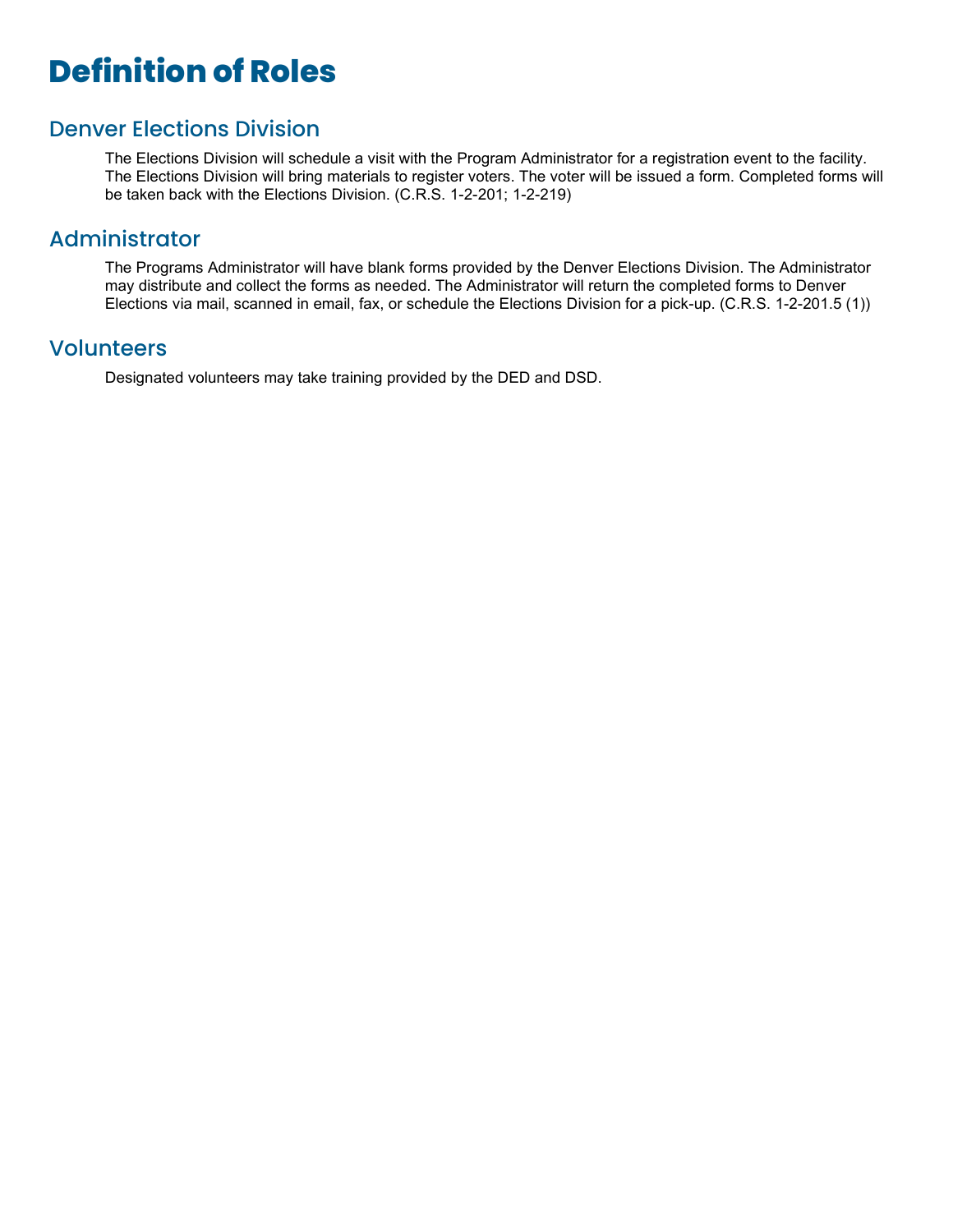# Definition of Roles

## Denver Elections Division

The Elections Division will schedule a visit with the Program Administrator for a registration event to the facility. The Elections Division will bring materials to register voters. The voter will be issued a form. Completed forms will be taken back with the Elections Division. (C.R.S. 1-2-201; 1-2-219)

## Administrator

The Programs Administrator will have blank forms provided by the Denver Elections Division. The Administrator may distribute and collect the forms as needed. The Administrator will return the completed forms to Denver Elections via mail, scanned in email, fax, or schedule the Elections Division for a pick-up. (C.R.S. 1-2-201.5 (1))

## Volunteers

Designated volunteers may take training provided by the DED and DSD.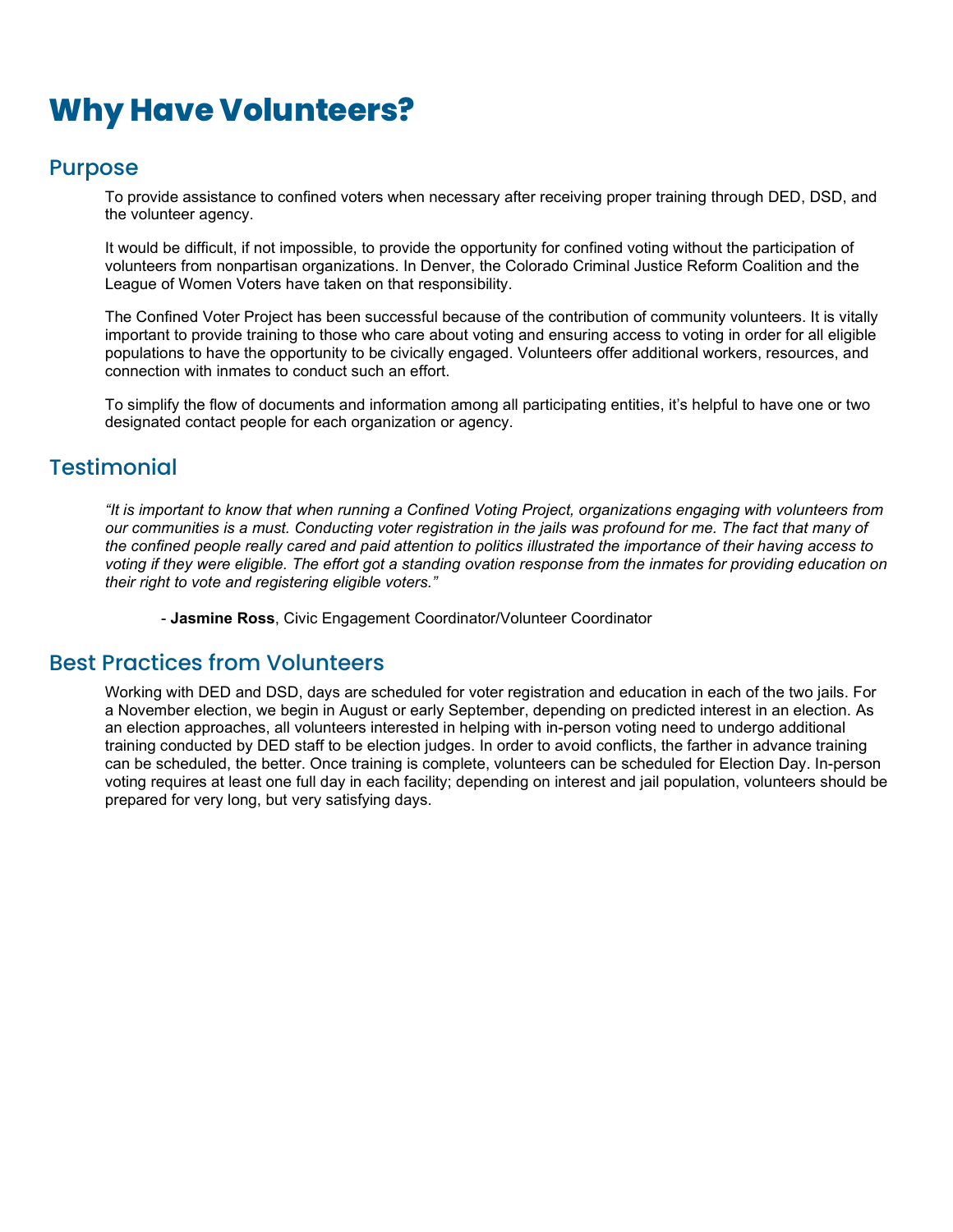# Why Have Volunteers?

## Purpose

To provide assistance to confined voters when necessary after receiving proper training through DED, DSD, and the volunteer agency.

It would be difficult, if not impossible, to provide the opportunity for confined voting without the participation of volunteers from nonpartisan organizations. In Denver, the Colorado Criminal Justice Reform Coalition and the League of Women Voters have taken on that responsibility.

The Confined Voter Project has been successful because of the contribution of community volunteers. It is vitally important to provide training to those who care about voting and ensuring access to voting in order for all eligible populations to have the opportunity to be civically engaged. Volunteers offer additional workers, resources, and connection with inmates to conduct such an effort.

To simplify the flow of documents and information among all participating entities, it's helpful to have one or two designated contact people for each organization or agency.

## Testimonial

*"It is important to know that when running a Confined Voting Project, organizations engaging with volunteers from our communities is a must. Conducting voter registration in the jails was profound for me. The fact that many of the confined people really cared and paid attention to politics illustrated the importance of their having access to voting if they were eligible. The effort got a standing ovation response from the inmates for providing education on their right to vote and registering eligible voters."*

- **Jasmine Ross**, Civic Engagement Coordinator/Volunteer Coordinator

## Best Practices from Volunteers

Working with DED and DSD, days are scheduled for voter registration and education in each of the two jails. For a November election, we begin in August or early September, depending on predicted interest in an election. As an election approaches, all volunteers interested in helping with in-person voting need to undergo additional training conducted by DED staff to be election judges. In order to avoid conflicts, the farther in advance training can be scheduled, the better. Once training is complete, volunteers can be scheduled for Election Day. In-person voting requires at least one full day in each facility; depending on interest and jail population, volunteers should be prepared for very long, but very satisfying days.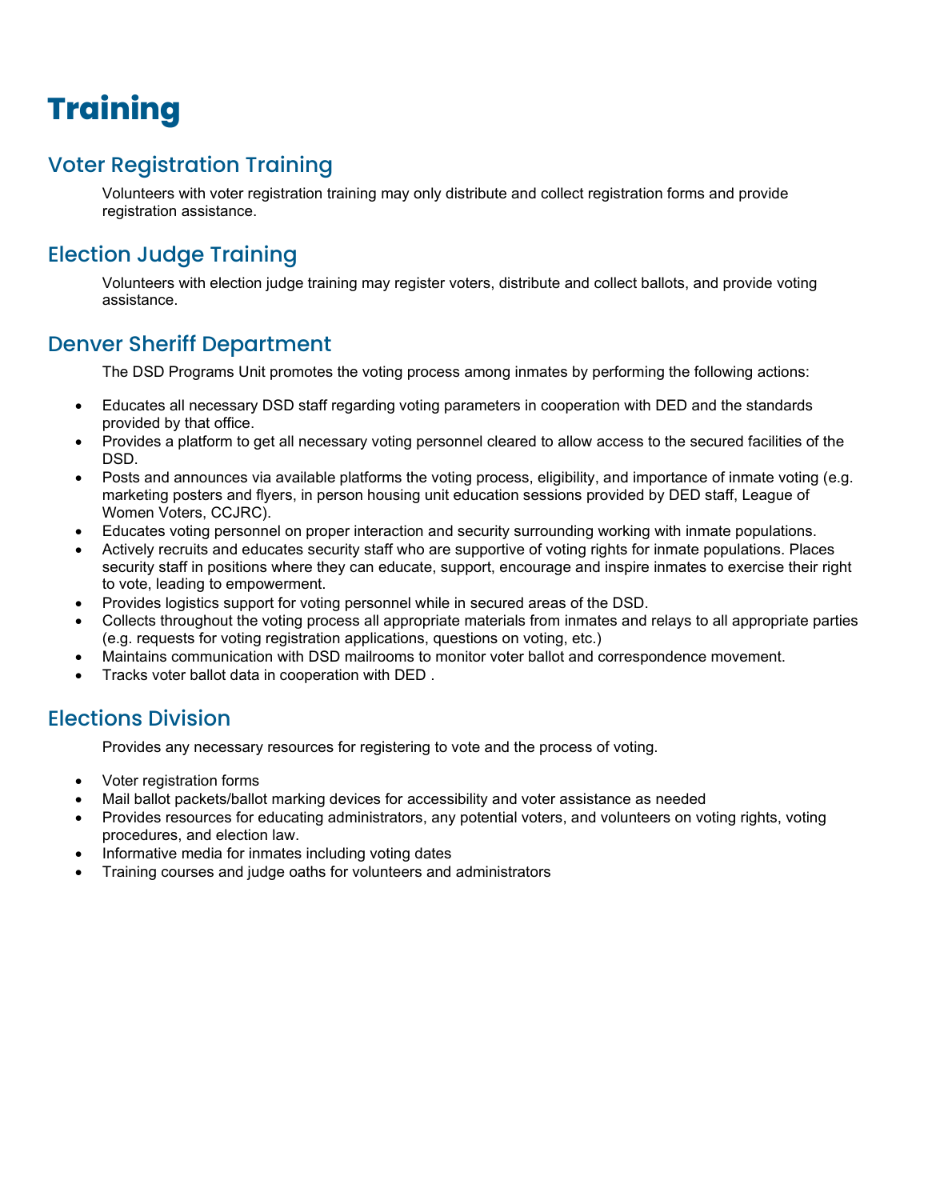# Training

## Voter Registration Training

Volunteers with voter registration training may only distribute and collect registration forms and provide registration assistance.

## Election Judge Training

Volunteers with election judge training may register voters, distribute and collect ballots, and provide voting assistance.

## Denver Sheriff Department

The DSD Programs Unit promotes the voting process among inmates by performing the following actions:

- Educates all necessary DSD staff regarding voting parameters in cooperation with DED and the standards provided by that office.
- Provides a platform to get all necessary voting personnel cleared to allow access to the secured facilities of the DSD.
- Posts and announces via available platforms the voting process, eligibility, and importance of inmate voting (e.g. marketing posters and flyers, in person housing unit education sessions provided by DED staff, League of Women Voters, CCJRC).
- Educates voting personnel on proper interaction and security surrounding working with inmate populations.
- Actively recruits and educates security staff who are supportive of voting rights for inmate populations. Places security staff in positions where they can educate, support, encourage and inspire inmates to exercise their right to vote, leading to empowerment.
- Provides logistics support for voting personnel while in secured areas of the DSD.
- Collects throughout the voting process all appropriate materials from inmates and relays to all appropriate parties (e.g. requests for voting registration applications, questions on voting, etc.)
- Maintains communication with DSD mailrooms to monitor voter ballot and correspondence movement.
- Tracks voter ballot data in cooperation with DED .

## Elections Division

Provides any necessary resources for registering to vote and the process of voting.

- Voter registration forms
- Mail ballot packets/ballot marking devices for accessibility and voter assistance as needed
- Provides resources for educating administrators, any potential voters, and volunteers on voting rights, voting procedures, and election law.
- Informative media for inmates including voting dates
- Training courses and judge oaths for volunteers and administrators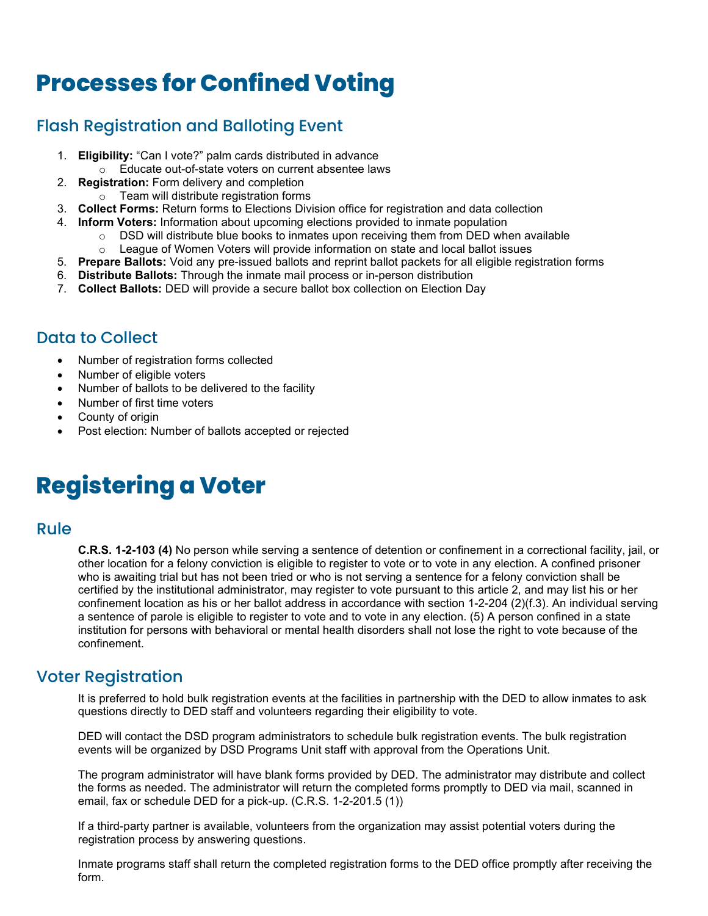# Processes for Confined Voting

## Flash Registration and Balloting Event

1. **Eligibility:** "Can I vote?" palm cards distributed in advance
   - Educate out-of-state voters on current absentee laws
2. **Registration:** Form delivery and completion
   - Team will distribute registration forms
3. **Collect Forms:** Return forms to Elections Division office for registration and data collection
4. **Inform Voters:** Information about upcoming elections provided to inmate population
   - DSD will distribute blue books to inmates upon receiving them from DED when available
   - League of Women Voters will provide information on state and local ballot issues
5. **Prepare Ballots:** Void any pre-issued ballots and reprint ballot packets for all eligible registration forms
6. **Distribute Ballots:** Through the inmate mail process or in-person distribution
7. **Collect Ballots:** DED will provide a secure ballot box collection on Election Day

## Data to Collect

- Number of registration forms collected
- Number of eligible voters
- Number of ballots to be delivered to the facility
- Number of first time voters
- County of origin
- Post election: Number of ballots accepted or rejected

# Registering a Voter

## Rule

**C.R.S. 1-2-103 (4)** No person while serving a sentence of detention or confinement in a correctional facility, jail, or other location for a felony conviction is eligible to register to vote or to vote in any election. A confined prisoner who is awaiting trial but has not been tried or who is not serving a sentence for a felony conviction shall be certified by the institutional administrator, may register to vote pursuant to this article 2, and may list his or her confinement location as his or her ballot address in accordance with section 1-2-204 (2)(f.3). An individual serving a sentence of parole is eligible to register to vote and to vote in any election. (5) A person confined in a state institution for persons with behavioral or mental health disorders shall not lose the right to vote because of the confinement.

## Voter Registration

It is preferred to hold bulk registration events at the facilities in partnership with the DED to allow inmates to ask questions directly to DED staff and volunteers regarding their eligibility to vote.

DED will contact the DSD program administrators to schedule bulk registration events. The bulk registration events will be organized by DSD Programs Unit staff with approval from the Operations Unit.

The program administrator will have blank forms provided by DED. The administrator may distribute and collect the forms as needed. The administrator will return the completed forms promptly to DED via mail, scanned in email, fax or schedule DED for a pick-up. (C.R.S. 1-2-201.5 (1))

If a third-party partner is available, volunteers from the organization may assist potential voters during the registration process by answering questions.

Inmate programs staff shall return the completed registration forms to the DED office promptly after receiving the form.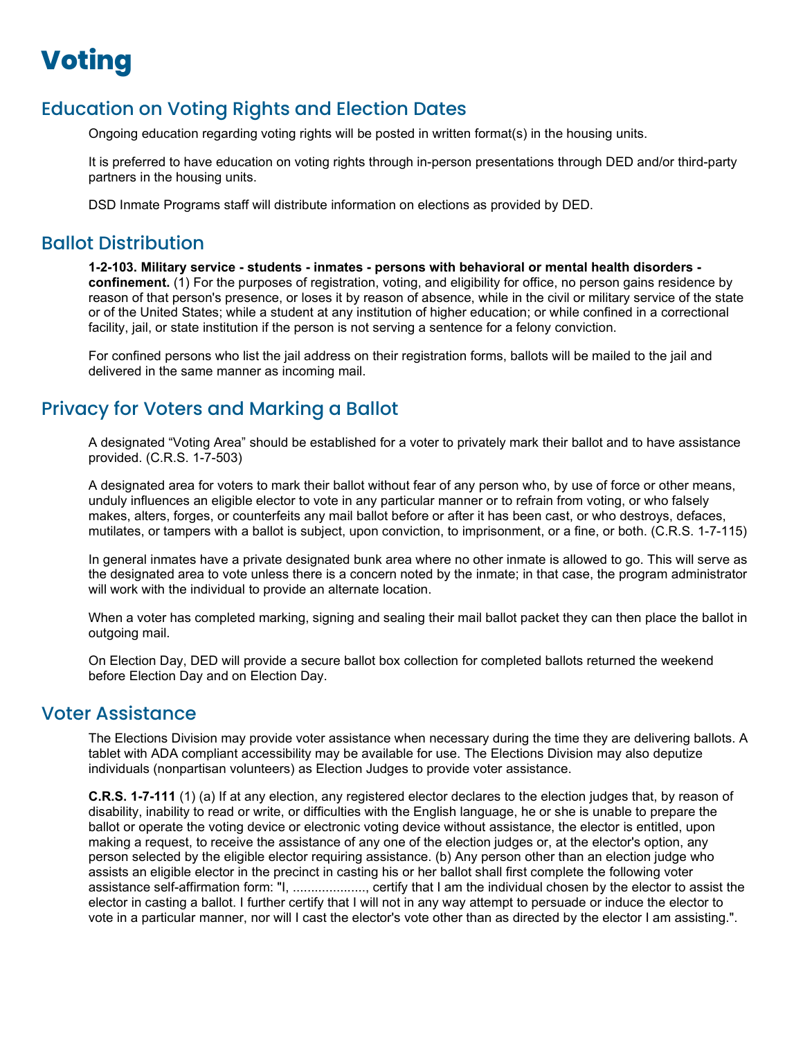# Voting

## Education on Voting Rights and Election Dates

Ongoing education regarding voting rights will be posted in written format(s) in the housing units.

It is preferred to have education on voting rights through in-person presentations through DED and/or third-party partners in the housing units.

DSD Inmate Programs staff will distribute information on elections as provided by DED.

## Ballot Distribution

**1-2-103. Military service - students - inmates - persons with behavioral or mental health disorders - confinement.** (1) For the purposes of registration, voting, and eligibility for office, no person gains residence by reason of that person's presence, or loses it by reason of absence, while in the civil or military service of the state or of the United States; while a student at any institution of higher education; or while confined in a correctional facility, jail, or state institution if the person is not serving a sentence for a felony conviction.

For confined persons who list the jail address on their registration forms, ballots will be mailed to the jail and delivered in the same manner as incoming mail.

## Privacy for Voters and Marking a Ballot

A designated "Voting Area" should be established for a voter to privately mark their ballot and to have assistance provided. (C.R.S. 1-7-503)

A designated area for voters to mark their ballot without fear of any person who, by use of force or other means, unduly influences an eligible elector to vote in any particular manner or to refrain from voting, or who falsely makes, alters, forges, or counterfeits any mail ballot before or after it has been cast, or who destroys, defaces, mutilates, or tampers with a ballot is subject, upon conviction, to imprisonment, or a fine, or both. (C.R.S. 1-7-115)

In general inmates have a private designated bunk area where no other inmate is allowed to go. This will serve as the designated area to vote unless there is a concern noted by the inmate; in that case, the program administrator will work with the individual to provide an alternate location.

When a voter has completed marking, signing and sealing their mail ballot packet they can then place the ballot in outgoing mail.

On Election Day, DED will provide a secure ballot box collection for completed ballots returned the weekend before Election Day and on Election Day.

## Voter Assistance

The Elections Division may provide voter assistance when necessary during the time they are delivering ballots. A tablet with ADA compliant accessibility may be available for use. The Elections Division may also deputize individuals (nonpartisan volunteers) as Election Judges to provide voter assistance.

**C.R.S. 1-7-111** (1) (a) If at any election, any registered elector declares to the election judges that, by reason of disability, inability to read or write, or difficulties with the English language, he or she is unable to prepare the ballot or operate the voting device or electronic voting device without assistance, the elector is entitled, upon making a request, to receive the assistance of any one of the election judges or, at the elector's option, any person selected by the eligible elector requiring assistance. (b) Any person other than an election judge who assists an eligible elector in the precinct in casting his or her ballot shall first complete the following voter assistance self-affirmation form: "I, ...................., certify that I am the individual chosen by the elector to assist the elector in casting a ballot. I further certify that I will not in any way attempt to persuade or induce the elector to vote in a particular manner, nor will I cast the elector's vote other than as directed by the elector I am assisting.".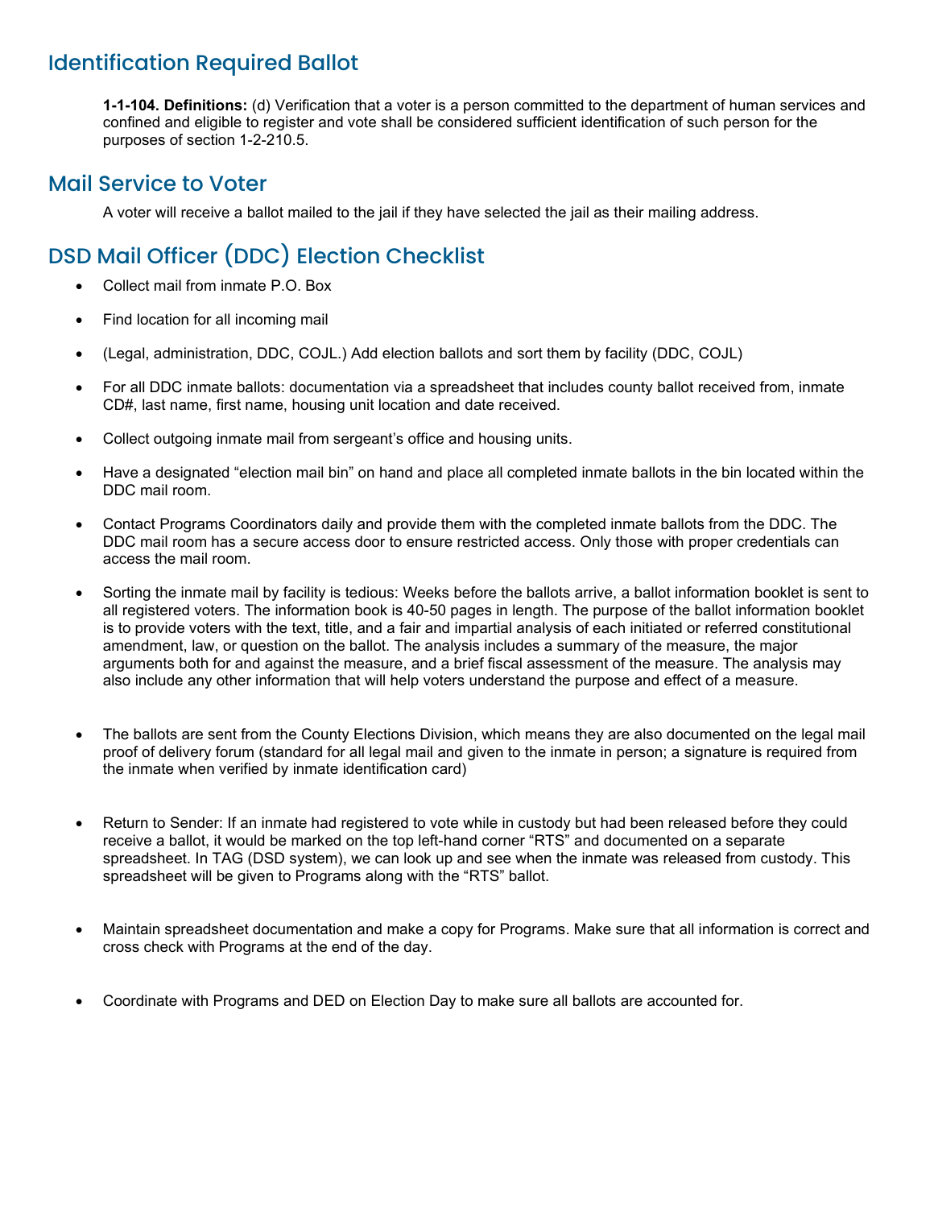## Identification Required Ballot

**1-1-104. Definitions:** (d) Verification that a voter is a person committed to the department of human services and confined and eligible to register and vote shall be considered sufficient identification of such person for the purposes of section 1-2-210.5.

## Mail Service to Voter

A voter will receive a ballot mailed to the jail if they have selected the jail as their mailing address.

## DSD Mail Officer (DDC) Election Checklist

- Collect mail from inmate P.O. Box
- Find location for all incoming mail
- (Legal, administration, DDC, COJL.) Add election ballots and sort them by facility (DDC, COJL)
- For all DDC inmate ballots: documentation via a spreadsheet that includes county ballot received from, inmate CD#, last name, first name, housing unit location and date received.
- Collect outgoing inmate mail from sergeant's office and housing units.
- Have a designated "election mail bin" on hand and place all completed inmate ballots in the bin located within the DDC mail room.
- Contact Programs Coordinators daily and provide them with the completed inmate ballots from the DDC. The DDC mail room has a secure access door to ensure restricted access. Only those with proper credentials can access the mail room.
- Sorting the inmate mail by facility is tedious: Weeks before the ballots arrive, a ballot information booklet is sent to all registered voters. The information book is 40-50 pages in length. The purpose of the ballot information booklet is to provide voters with the text, title, and a fair and impartial analysis of each initiated or referred constitutional amendment, law, or question on the ballot. The analysis includes a summary of the measure, the major arguments both for and against the measure, and a brief fiscal assessment of the measure. The analysis may also include any other information that will help voters understand the purpose and effect of a measure.
- The ballots are sent from the County Elections Division, which means they are also documented on the legal mail proof of delivery forum (standard for all legal mail and given to the inmate in person; a signature is required from the inmate when verified by inmate identification card)
- Return to Sender: If an inmate had registered to vote while in custody but had been released before they could receive a ballot, it would be marked on the top left-hand corner "RTS" and documented on a separate spreadsheet. In TAG (DSD system), we can look up and see when the inmate was released from custody. This spreadsheet will be given to Programs along with the "RTS" ballot.
- Maintain spreadsheet documentation and make a copy for Programs. Make sure that all information is correct and cross check with Programs at the end of the day.
- Coordinate with Programs and DED on Election Day to make sure all ballots are accounted for.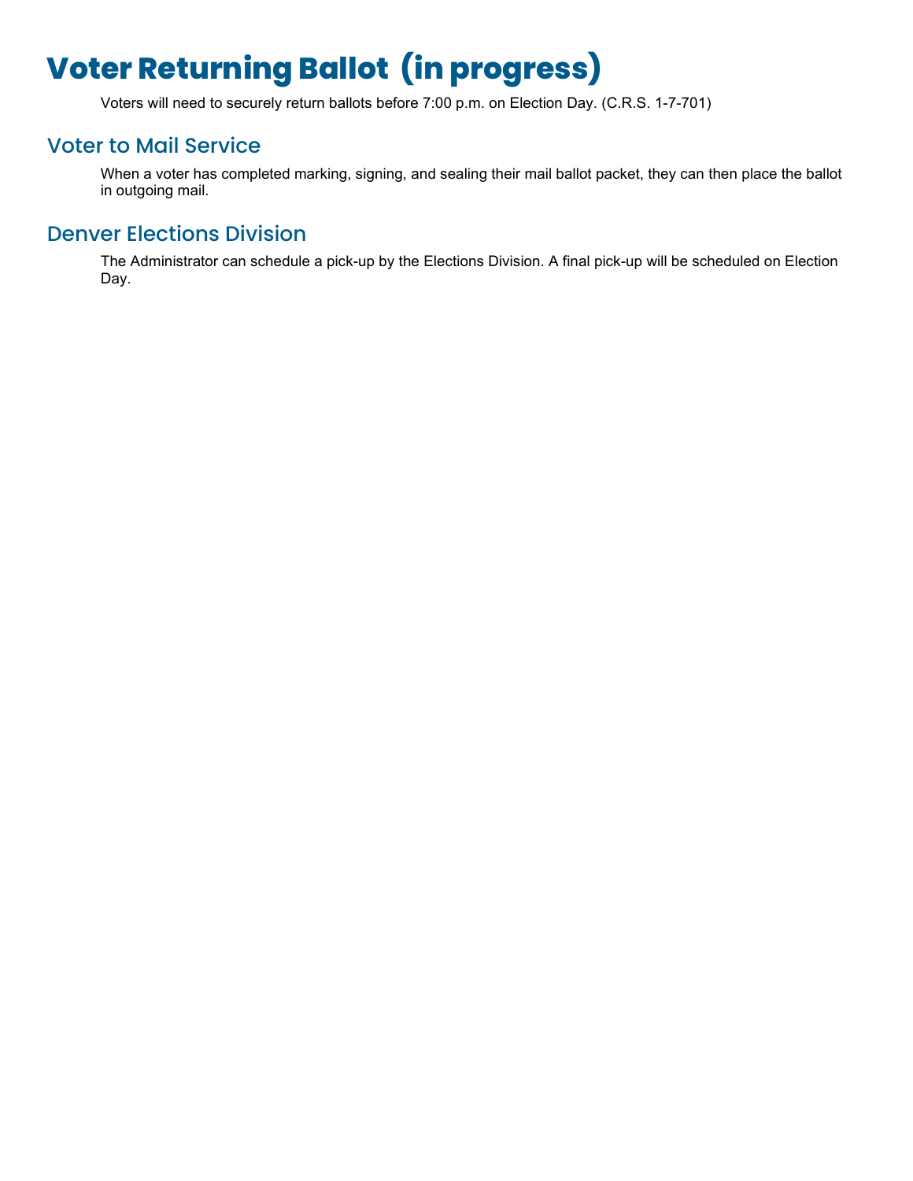# Voter Returning Ballot (in progress)

Voters will need to securely return ballots before 7:00 p.m. on Election Day. (C.R.S. 1-7-701)

## Voter to Mail Service

When a voter has completed marking, signing, and sealing their mail ballot packet, they can then place the ballot in outgoing mail.

## Denver Elections Division

The Administrator can schedule a pick-up by the Elections Division. A final pick-up will be scheduled on Election Day.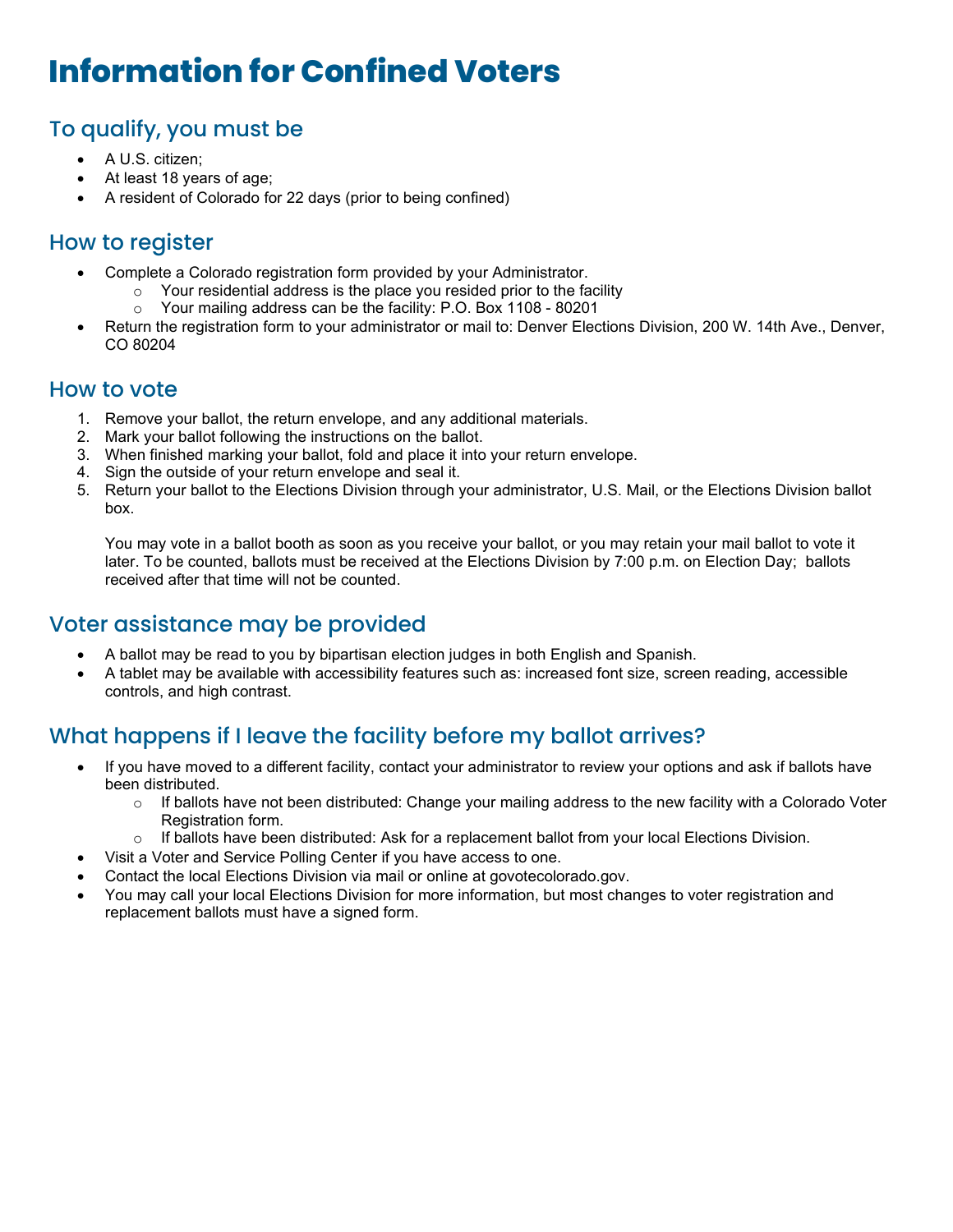# Information for Confined Voters

## To qualify, you must be

- A U.S. citizen;
- At least 18 years of age;
- A resident of Colorado for 22 days (prior to being confined)

## How to register

- Complete a Colorado registration form provided by your Administrator.
  - Your residential address is the place you resided prior to the facility
  - Your mailing address can be the facility: P.O. Box 1108 - 80201
- Return the registration form to your administrator or mail to: Denver Elections Division, 200 W. 14th Ave., Denver, CO 80204

## How to vote

1. Remove your ballot, the return envelope, and any additional materials.
2. Mark your ballot following the instructions on the ballot.
3. When finished marking your ballot, fold and place it into your return envelope.
4. Sign the outside of your return envelope and seal it.
5. Return your ballot to the Elections Division through your administrator, U.S. Mail, or the Elections Division ballot box.

   You may vote in a ballot booth as soon as you receive your ballot, or you may retain your mail ballot to vote it later. To be counted, ballots must be received at the Elections Division by 7:00 p.m. on Election Day; ballots received after that time will not be counted.

## Voter assistance may be provided

- A ballot may be read to you by bipartisan election judges in both English and Spanish.
- A tablet may be available with accessibility features such as: increased font size, screen reading, accessible controls, and high contrast.

## What happens if I leave the facility before my ballot arrives?

- If you have moved to a different facility, contact your administrator to review your options and ask if ballots have been distributed.
  - If ballots have not been distributed: Change your mailing address to the new facility with a Colorado Voter Registration form.
  - If ballots have been distributed: Ask for a replacement ballot from your local Elections Division.
- Visit a Voter and Service Polling Center if you have access to one.
- Contact the local Elections Division via mail or online at govotecolorado.gov.
- You may call your local Elections Division for more information, but most changes to voter registration and replacement ballots must have a signed form.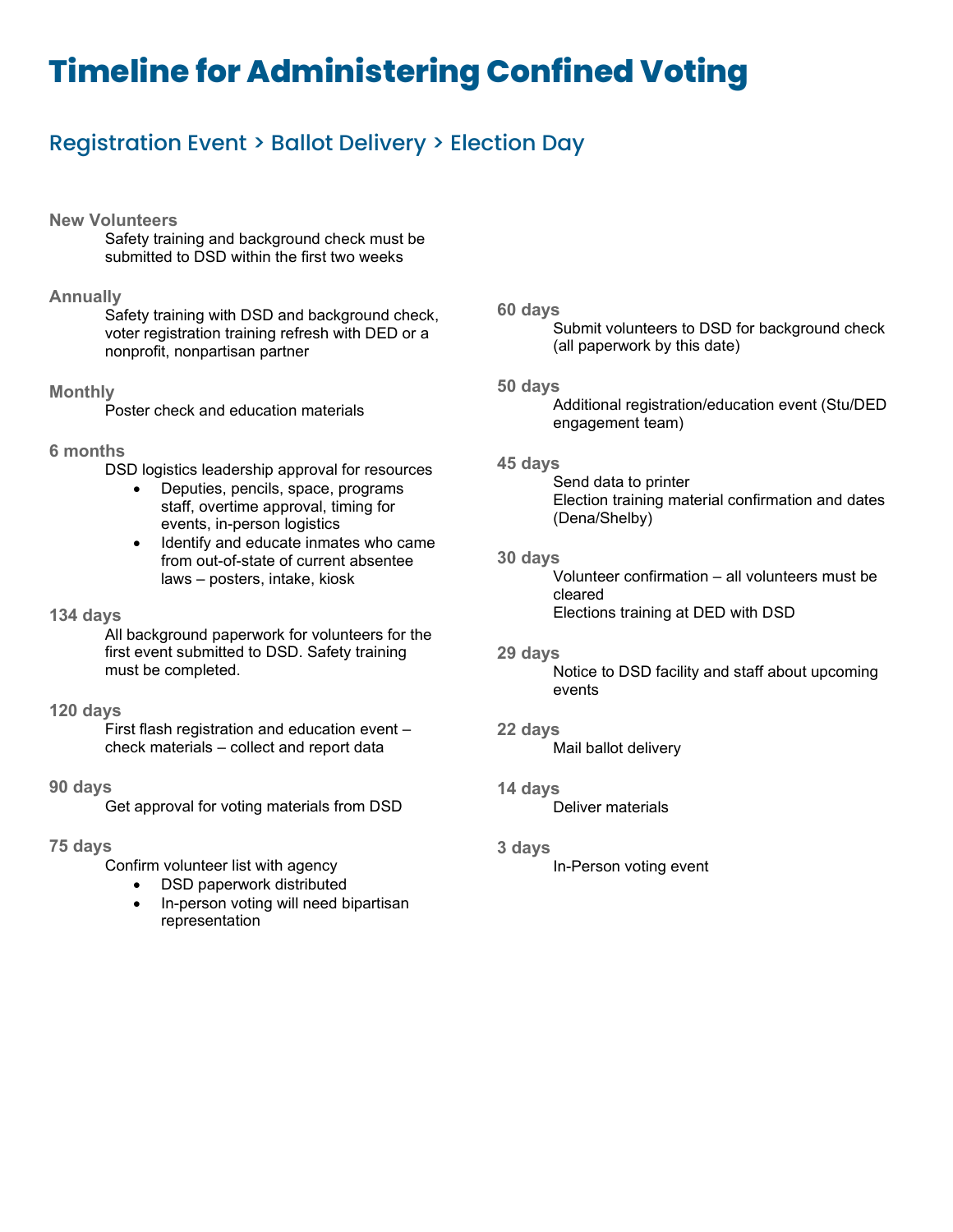# Timeline for Administering Confined Voting

## Registration Event > Ballot Delivery > Election Day

**New Volunteers**

Safety training and background check must be submitted to DSD within the first two weeks

**Annually**

Safety training with DSD and background check, voter registration training refresh with DED or a nonprofit, nonpartisan partner

**Monthly**

Poster check and education materials

**6 months**

DSD logistics leadership approval for resources

- Deputies, pencils, space, programs staff, overtime approval, timing for events, in-person logistics
- Identify and educate inmates who came from out-of-state of current absentee laws – posters, intake, kiosk

**134 days**

All background paperwork for volunteers for the first event submitted to DSD. Safety training must be completed.

**120 days**

First flash registration and education event – check materials – collect and report data

**90 days**

Get approval for voting materials from DSD

**75 days**

Confirm volunteer list with agency

- DSD paperwork distributed
- In-person voting will need bipartisan representation

**60 days**

Submit volunteers to DSD for background check (all paperwork by this date)

**50 days**

Additional registration/education event (Stu/DED engagement team)

**45 days**

Send data to printer

Election training material confirmation and dates (Dena/Shelby)

**30 days**

Volunteer confirmation – all volunteers must be cleared

Elections training at DED with DSD

**29 days**

Notice to DSD facility and staff about upcoming events

**22 days**

Mail ballot delivery

**14 days**

Deliver materials

**3 days**

In-Person voting event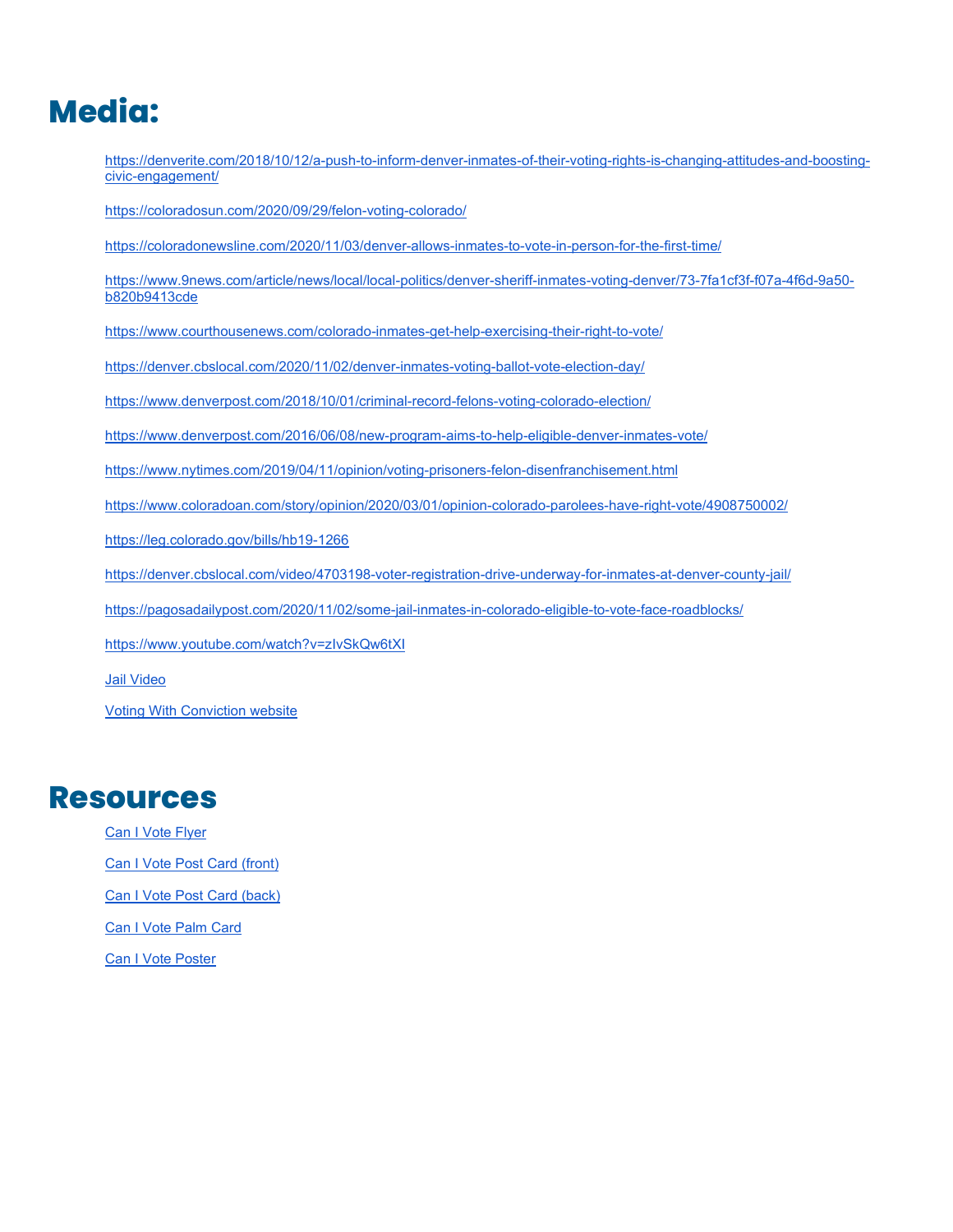# Media:

https://denverite.com/2018/10/12/a-push-to-inform-denver-inmates-of-their-voting-rights-is-changing-attitudes-and-boosting-civic-engagement/

https://coloradosun.com/2020/09/29/felon-voting-colorado/

https://coloradonewsline.com/2020/11/03/denver-allows-inmates-to-vote-in-person-for-the-first-time/

https://www.9news.com/article/news/local/local-politics/denver-sheriff-inmates-voting-denver/73-7fa1cf3f-f07a-4f6d-9a50-b820b9413cde

https://www.courthousenews.com/colorado-inmates-get-help-exercising-their-right-to-vote/

https://denver.cbslocal.com/2020/11/02/denver-inmates-voting-ballot-vote-election-day/

https://www.denverpost.com/2018/10/01/criminal-record-felons-voting-colorado-election/

https://www.denverpost.com/2016/06/08/new-program-aims-to-help-eligible-denver-inmates-vote/

https://www.nytimes.com/2019/04/11/opinion/voting-prisoners-felon-disenfranchisement.html

https://www.coloradoan.com/story/opinion/2020/03/01/opinion-colorado-parolees-have-right-vote/4908750002/

https://leg.colorado.gov/bills/hb19-1266

https://denver.cbslocal.com/video/4703198-voter-registration-drive-underway-for-inmates-at-denver-county-jail/

https://pagosadailypost.com/2020/11/02/some-jail-inmates-in-colorado-eligible-to-vote-face-roadblocks/

https://www.youtube.com/watch?v=zIvSkQw6tXI

Jail Video

Voting With Conviction website

# Resources

Can I Vote Flyer

Can I Vote Post Card (front)

Can I Vote Post Card (back)

Can I Vote Palm Card

Can I Vote Poster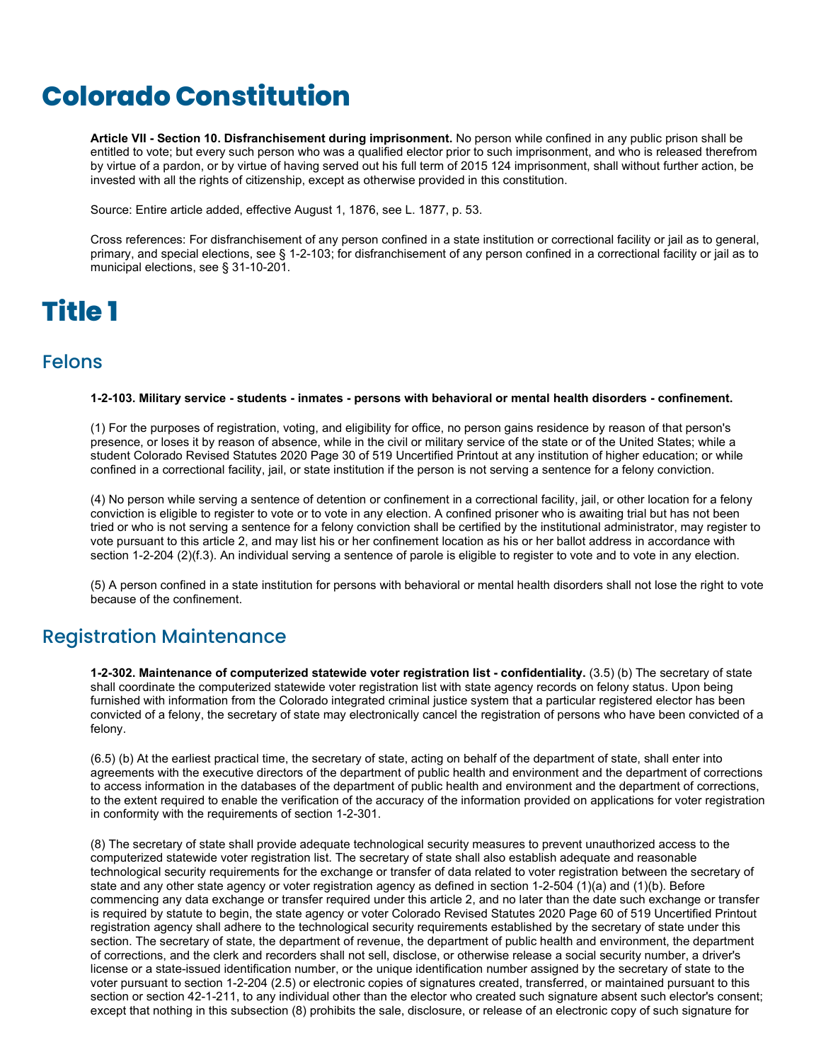# Colorado Constitution

**Article VII - Section 10. Disfranchisement during imprisonment.** No person while confined in any public prison shall be entitled to vote; but every such person who was a qualified elector prior to such imprisonment, and who is released therefrom by virtue of a pardon, or by virtue of having served out his full term of 2015 124 imprisonment, shall without further action, be invested with all the rights of citizenship, except as otherwise provided in this constitution.

Source: Entire article added, effective August 1, 1876, see L. 1877, p. 53.

Cross references: For disfranchisement of any person confined in a state institution or correctional facility or jail as to general, primary, and special elections, see § 1-2-103; for disfranchisement of any person confined in a correctional facility or jail as to municipal elections, see § 31-10-201.

# Title 1

## Felons

**1-2-103. Military service - students - inmates - persons with behavioral or mental health disorders - confinement.**

(1) For the purposes of registration, voting, and eligibility for office, no person gains residence by reason of that person's presence, or loses it by reason of absence, while in the civil or military service of the state or of the United States; while a student Colorado Revised Statutes 2020 Page 30 of 519 Uncertified Printout at any institution of higher education; or while confined in a correctional facility, jail, or state institution if the person is not serving a sentence for a felony conviction.

(4) No person while serving a sentence of detention or confinement in a correctional facility, jail, or other location for a felony conviction is eligible to register to vote or to vote in any election. A confined prisoner who is awaiting trial but has not been tried or who is not serving a sentence for a felony conviction shall be certified by the institutional administrator, may register to vote pursuant to this article 2, and may list his or her confinement location as his or her ballot address in accordance with section 1-2-204 (2)(f.3). An individual serving a sentence of parole is eligible to register to vote and to vote in any election.

(5) A person confined in a state institution for persons with behavioral or mental health disorders shall not lose the right to vote because of the confinement.

## Registration Maintenance

**1-2-302. Maintenance of computerized statewide voter registration list - confidentiality.** (3.5) (b) The secretary of state shall coordinate the computerized statewide voter registration list with state agency records on felony status. Upon being furnished with information from the Colorado integrated criminal justice system that a particular registered elector has been convicted of a felony, the secretary of state may electronically cancel the registration of persons who have been convicted of a felony.

(6.5) (b) At the earliest practical time, the secretary of state, acting on behalf of the department of state, shall enter into agreements with the executive directors of the department of public health and environment and the department of corrections to access information in the databases of the department of public health and environment and the department of corrections, to the extent required to enable the verification of the accuracy of the information provided on applications for voter registration in conformity with the requirements of section 1-2-301.

(8) The secretary of state shall provide adequate technological security measures to prevent unauthorized access to the computerized statewide voter registration list. The secretary of state shall also establish adequate and reasonable technological security requirements for the exchange or transfer of data related to voter registration between the secretary of state and any other state agency or voter registration agency as defined in section 1-2-504 (1)(a) and (1)(b). Before commencing any data exchange or transfer required under this article 2, and no later than the date such exchange or transfer is required by statute to begin, the state agency or voter Colorado Revised Statutes 2020 Page 60 of 519 Uncertified Printout registration agency shall adhere to the technological security requirements established by the secretary of state under this section. The secretary of state, the department of revenue, the department of public health and environment, the department of corrections, and the clerk and recorders shall not sell, disclose, or otherwise release a social security number, a driver's license or a state-issued identification number, or the unique identification number assigned by the secretary of state to the voter pursuant to section 1-2-204 (2.5) or electronic copies of signatures created, transferred, or maintained pursuant to this section or section 42-1-211, to any individual other than the elector who created such signature absent such elector's consent; except that nothing in this subsection (8) prohibits the sale, disclosure, or release of an electronic copy of such signature for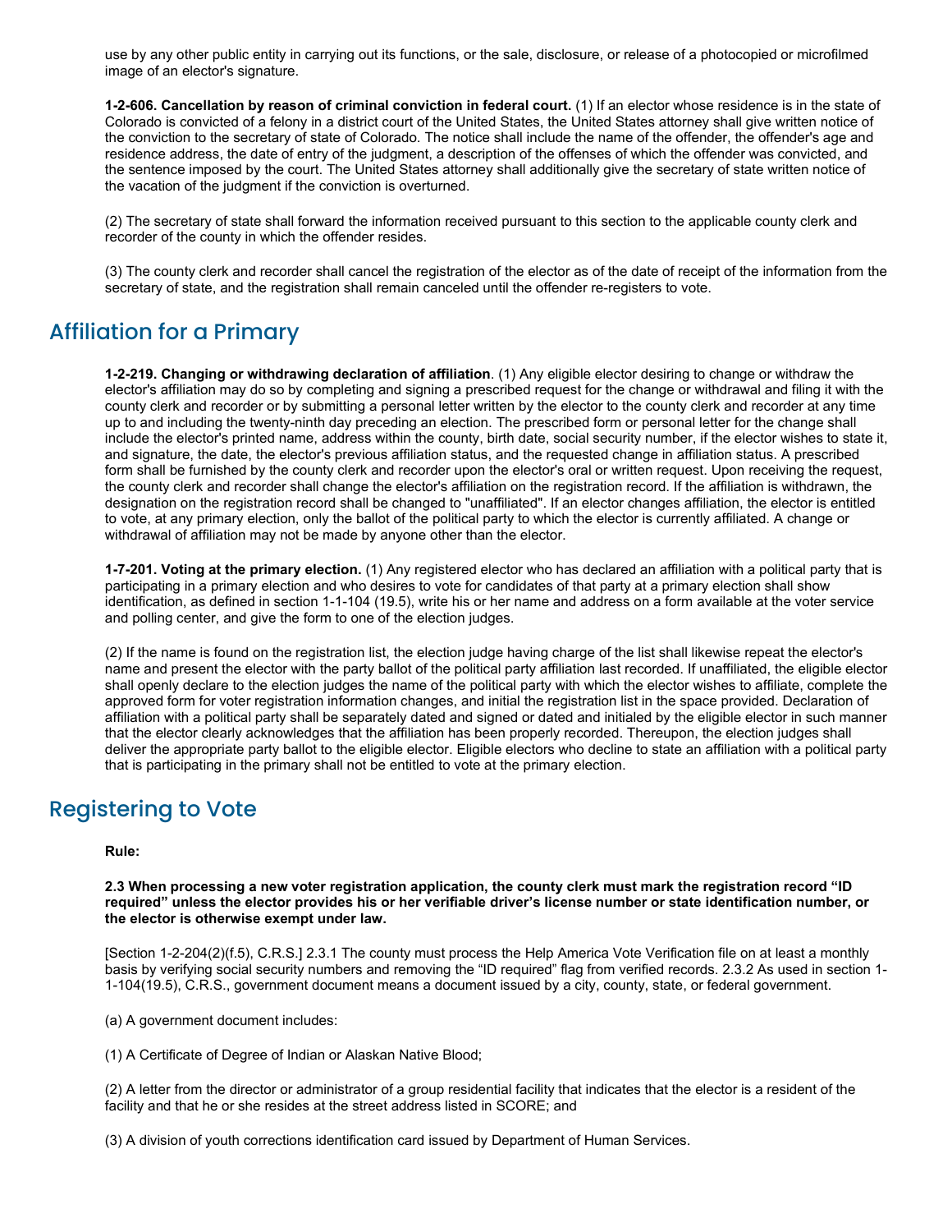use by any other public entity in carrying out its functions, or the sale, disclosure, or release of a photocopied or microfilmed image of an elector's signature.

**1-2-606. Cancellation by reason of criminal conviction in federal court.** (1) If an elector whose residence is in the state of Colorado is convicted of a felony in a district court of the United States, the United States attorney shall give written notice of the conviction to the secretary of state of Colorado. The notice shall include the name of the offender, the offender's age and residence address, the date of entry of the judgment, a description of the offenses of which the offender was convicted, and the sentence imposed by the court. The United States attorney shall additionally give the secretary of state written notice of the vacation of the judgment if the conviction is overturned.

(2) The secretary of state shall forward the information received pursuant to this section to the applicable county clerk and recorder of the county in which the offender resides.

(3) The county clerk and recorder shall cancel the registration of the elector as of the date of receipt of the information from the secretary of state, and the registration shall remain canceled until the offender re-registers to vote.

## Affiliation for a Primary

**1-2-219. Changing or withdrawing declaration of affiliation**. (1) Any eligible elector desiring to change or withdraw the elector's affiliation may do so by completing and signing a prescribed request for the change or withdrawal and filing it with the county clerk and recorder or by submitting a personal letter written by the elector to the county clerk and recorder at any time up to and including the twenty-ninth day preceding an election. The prescribed form or personal letter for the change shall include the elector's printed name, address within the county, birth date, social security number, if the elector wishes to state it, and signature, the date, the elector's previous affiliation status, and the requested change in affiliation status. A prescribed form shall be furnished by the county clerk and recorder upon the elector's oral or written request. Upon receiving the request, the county clerk and recorder shall change the elector's affiliation on the registration record. If the affiliation is withdrawn, the designation on the registration record shall be changed to "unaffiliated". If an elector changes affiliation, the elector is entitled to vote, at any primary election, only the ballot of the political party to which the elector is currently affiliated. A change or withdrawal of affiliation may not be made by anyone other than the elector.

**1-7-201. Voting at the primary election.** (1) Any registered elector who has declared an affiliation with a political party that is participating in a primary election and who desires to vote for candidates of that party at a primary election shall show identification, as defined in section 1-1-104 (19.5), write his or her name and address on a form available at the voter service and polling center, and give the form to one of the election judges.

(2) If the name is found on the registration list, the election judge having charge of the list shall likewise repeat the elector's name and present the elector with the party ballot of the political party affiliation last recorded. If unaffiliated, the eligible elector shall openly declare to the election judges the name of the political party with which the elector wishes to affiliate, complete the approved form for voter registration information changes, and initial the registration list in the space provided. Declaration of affiliation with a political party shall be separately dated and signed or dated and initialed by the eligible elector in such manner that the elector clearly acknowledges that the affiliation has been properly recorded. Thereupon, the election judges shall deliver the appropriate party ballot to the eligible elector. Eligible electors who decline to state an affiliation with a political party that is participating in the primary shall not be entitled to vote at the primary election.

## Registering to Vote

**Rule:**

**2.3 When processing a new voter registration application, the county clerk must mark the registration record "ID required" unless the elector provides his or her verifiable driver's license number or state identification number, or the elector is otherwise exempt under law.**

[Section 1-2-204(2)(f.5), C.R.S.] 2.3.1 The county must process the Help America Vote Verification file on at least a monthly basis by verifying social security numbers and removing the "ID required" flag from verified records. 2.3.2 As used in section 1-1-104(19.5), C.R.S., government document means a document issued by a city, county, state, or federal government.

(a) A government document includes:

(1) A Certificate of Degree of Indian or Alaskan Native Blood;

(2) A letter from the director or administrator of a group residential facility that indicates that the elector is a resident of the facility and that he or she resides at the street address listed in SCORE; and

(3) A division of youth corrections identification card issued by Department of Human Services.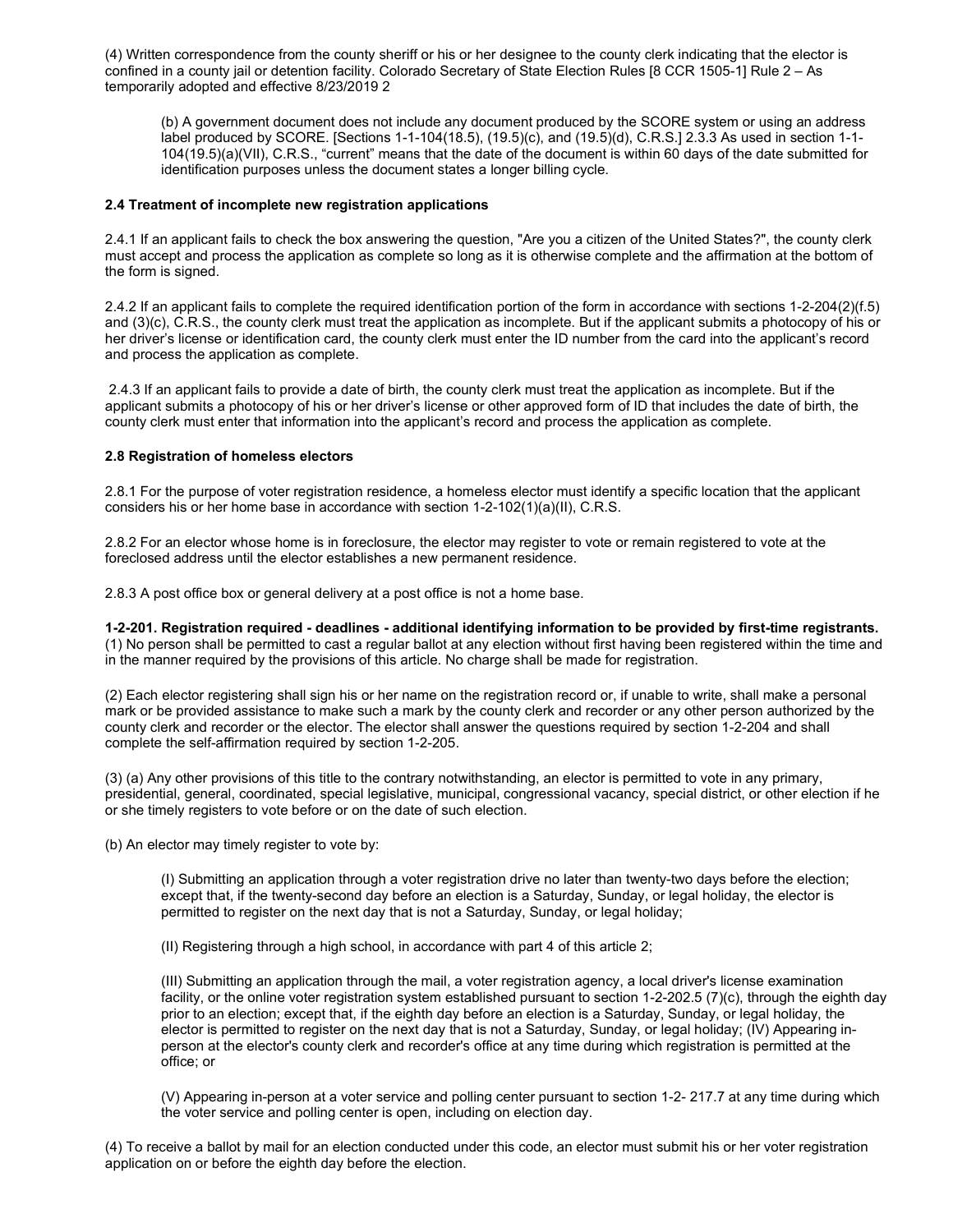(4) Written correspondence from the county sheriff or his or her designee to the county clerk indicating that the elector is confined in a county jail or detention facility. Colorado Secretary of State Election Rules [8 CCR 1505-1] Rule 2 – As temporarily adopted and effective 8/23/2019 2

> (b) A government document does not include any document produced by the SCORE system or using an address label produced by SCORE. [Sections 1-1-104(18.5), (19.5)(c), and (19.5)(d), C.R.S.] 2.3.3 As used in section 1-1-104(19.5)(a)(VII), C.R.S., "current" means that the date of the document is within 60 days of the date submitted for identification purposes unless the document states a longer billing cycle.

**2.4 Treatment of incomplete new registration applications**

2.4.1 If an applicant fails to check the box answering the question, "Are you a citizen of the United States?", the county clerk must accept and process the application as complete so long as it is otherwise complete and the affirmation at the bottom of the form is signed.

2.4.2 If an applicant fails to complete the required identification portion of the form in accordance with sections 1-2-204(2)(f.5) and (3)(c), C.R.S., the county clerk must treat the application as incomplete. But if the applicant submits a photocopy of his or her driver's license or identification card, the county clerk must enter the ID number from the card into the applicant's record and process the application as complete.

2.4.3 If an applicant fails to provide a date of birth, the county clerk must treat the application as incomplete. But if the applicant submits a photocopy of his or her driver's license or other approved form of ID that includes the date of birth, the county clerk must enter that information into the applicant's record and process the application as complete.

**2.8 Registration of homeless electors**

2.8.1 For the purpose of voter registration residence, a homeless elector must identify a specific location that the applicant considers his or her home base in accordance with section 1-2-102(1)(a)(II), C.R.S.

2.8.2 For an elector whose home is in foreclosure, the elector may register to vote or remain registered to vote at the foreclosed address until the elector establishes a new permanent residence.

2.8.3 A post office box or general delivery at a post office is not a home base.

**1-2-201. Registration required - deadlines - additional identifying information to be provided by first-time registrants.** (1) No person shall be permitted to cast a regular ballot at any election without first having been registered within the time and in the manner required by the provisions of this article. No charge shall be made for registration.

(2) Each elector registering shall sign his or her name on the registration record or, if unable to write, shall make a personal mark or be provided assistance to make such a mark by the county clerk and recorder or any other person authorized by the county clerk and recorder or the elector. The elector shall answer the questions required by section 1-2-204 and shall complete the self-affirmation required by section 1-2-205.

(3) (a) Any other provisions of this title to the contrary notwithstanding, an elector is permitted to vote in any primary, presidential, general, coordinated, special legislative, municipal, congressional vacancy, special district, or other election if he or she timely registers to vote before or on the date of such election.

(b) An elector may timely register to vote by:

> (I) Submitting an application through a voter registration drive no later than twenty-two days before the election; except that, if the twenty-second day before an election is a Saturday, Sunday, or legal holiday, the elector is permitted to register on the next day that is not a Saturday, Sunday, or legal holiday;
>
> (II) Registering through a high school, in accordance with part 4 of this article 2;
>
> (III) Submitting an application through the mail, a voter registration agency, a local driver's license examination facility, or the online voter registration system established pursuant to section 1-2-202.5 (7)(c), through the eighth day prior to an election; except that, if the eighth day before an election is a Saturday, Sunday, or legal holiday, the elector is permitted to register on the next day that is not a Saturday, Sunday, or legal holiday; (IV) Appearing in-person at the elector's county clerk and recorder's office at any time during which registration is permitted at the office; or
>
> (V) Appearing in-person at a voter service and polling center pursuant to section 1-2- 217.7 at any time during which the voter service and polling center is open, including on election day.

(4) To receive a ballot by mail for an election conducted under this code, an elector must submit his or her voter registration application on or before the eighth day before the election.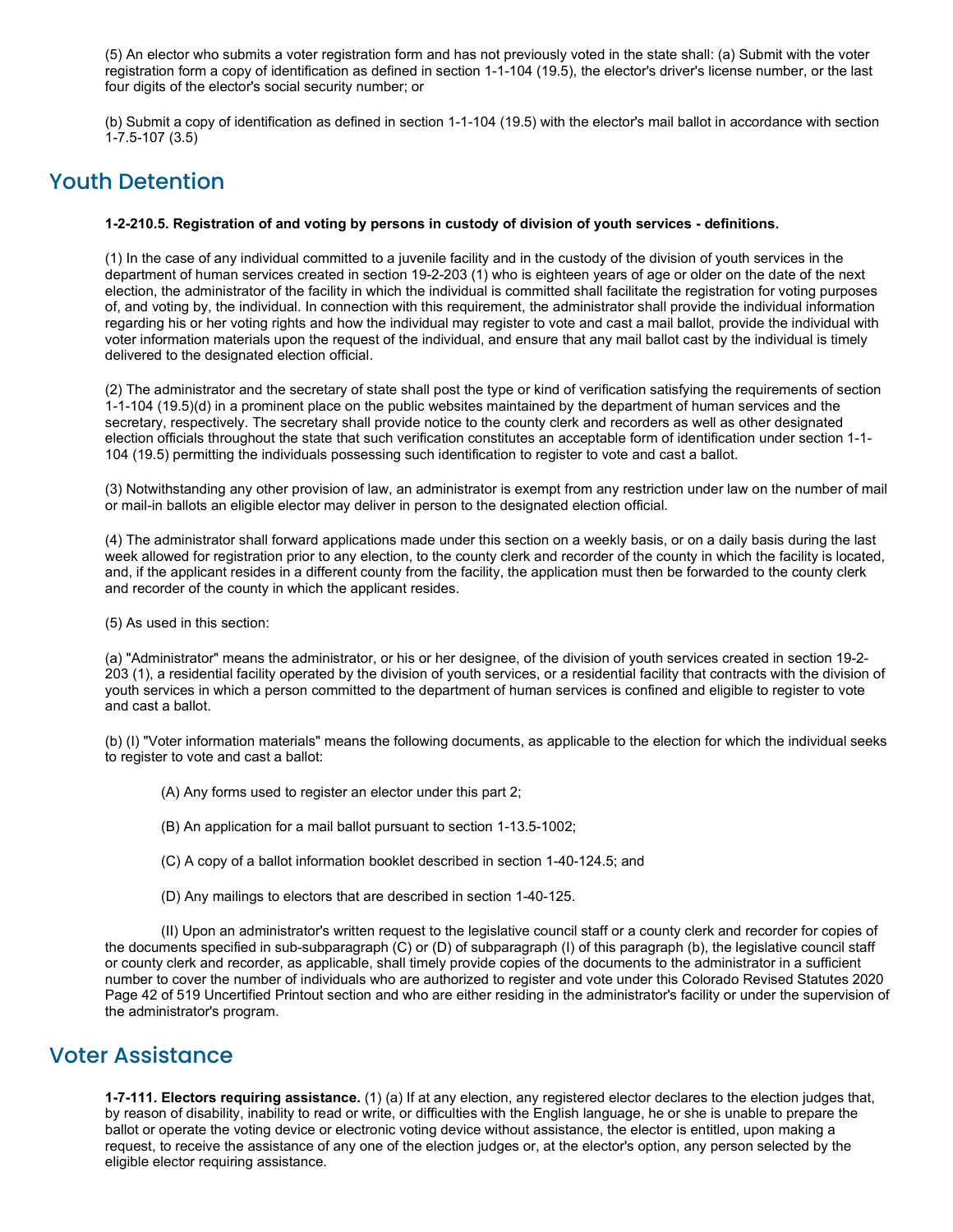(5) An elector who submits a voter registration form and has not previously voted in the state shall: (a) Submit with the voter registration form a copy of identification as defined in section 1-1-104 (19.5), the elector's driver's license number, or the last four digits of the elector's social security number; or

(b) Submit a copy of identification as defined in section 1-1-104 (19.5) with the elector's mail ballot in accordance with section 1-7.5-107 (3.5)

## Youth Detention

**1-2-210.5. Registration of and voting by persons in custody of division of youth services - definitions.**

(1) In the case of any individual committed to a juvenile facility and in the custody of the division of youth services in the department of human services created in section 19-2-203 (1) who is eighteen years of age or older on the date of the next election, the administrator of the facility in which the individual is committed shall facilitate the registration for voting purposes of, and voting by, the individual. In connection with this requirement, the administrator shall provide the individual information regarding his or her voting rights and how the individual may register to vote and cast a mail ballot, provide the individual with voter information materials upon the request of the individual, and ensure that any mail ballot cast by the individual is timely delivered to the designated election official.

(2) The administrator and the secretary of state shall post the type or kind of verification satisfying the requirements of section 1-1-104 (19.5)(d) in a prominent place on the public websites maintained by the department of human services and the secretary, respectively. The secretary shall provide notice to the county clerk and recorders as well as other designated election officials throughout the state that such verification constitutes an acceptable form of identification under section 1-1-104 (19.5) permitting the individuals possessing such identification to register to vote and cast a ballot.

(3) Notwithstanding any other provision of law, an administrator is exempt from any restriction under law on the number of mail or mail-in ballots an eligible elector may deliver in person to the designated election official.

(4) The administrator shall forward applications made under this section on a weekly basis, or on a daily basis during the last week allowed for registration prior to any election, to the county clerk and recorder of the county in which the facility is located, and, if the applicant resides in a different county from the facility, the application must then be forwarded to the county clerk and recorder of the county in which the applicant resides.

(5) As used in this section:

(a) "Administrator" means the administrator, or his or her designee, of the division of youth services created in section 19-2-203 (1), a residential facility operated by the division of youth services, or a residential facility that contracts with the division of youth services in which a person committed to the department of human services is confined and eligible to register to vote and cast a ballot.

(b) (I) "Voter information materials" means the following documents, as applicable to the election for which the individual seeks to register to vote and cast a ballot:

(A) Any forms used to register an elector under this part 2;

(B) An application for a mail ballot pursuant to section 1-13.5-1002;

(C) A copy of a ballot information booklet described in section 1-40-124.5; and

(D) Any mailings to electors that are described in section 1-40-125.

(II) Upon an administrator's written request to the legislative council staff or a county clerk and recorder for copies of the documents specified in sub-subparagraph (C) or (D) of subparagraph (I) of this paragraph (b), the legislative council staff or county clerk and recorder, as applicable, shall timely provide copies of the documents to the administrator in a sufficient number to cover the number of individuals who are authorized to register and vote under this Colorado Revised Statutes 2020 Page 42 of 519 Uncertified Printout section and who are either residing in the administrator's facility or under the supervision of the administrator's program.

## Voter Assistance

**1-7-111. Electors requiring assistance.** (1) (a) If at any election, any registered elector declares to the election judges that, by reason of disability, inability to read or write, or difficulties with the English language, he or she is unable to prepare the ballot or operate the voting device or electronic voting device without assistance, the elector is entitled, upon making a request, to receive the assistance of any one of the election judges or, at the elector's option, any person selected by the eligible elector requiring assistance.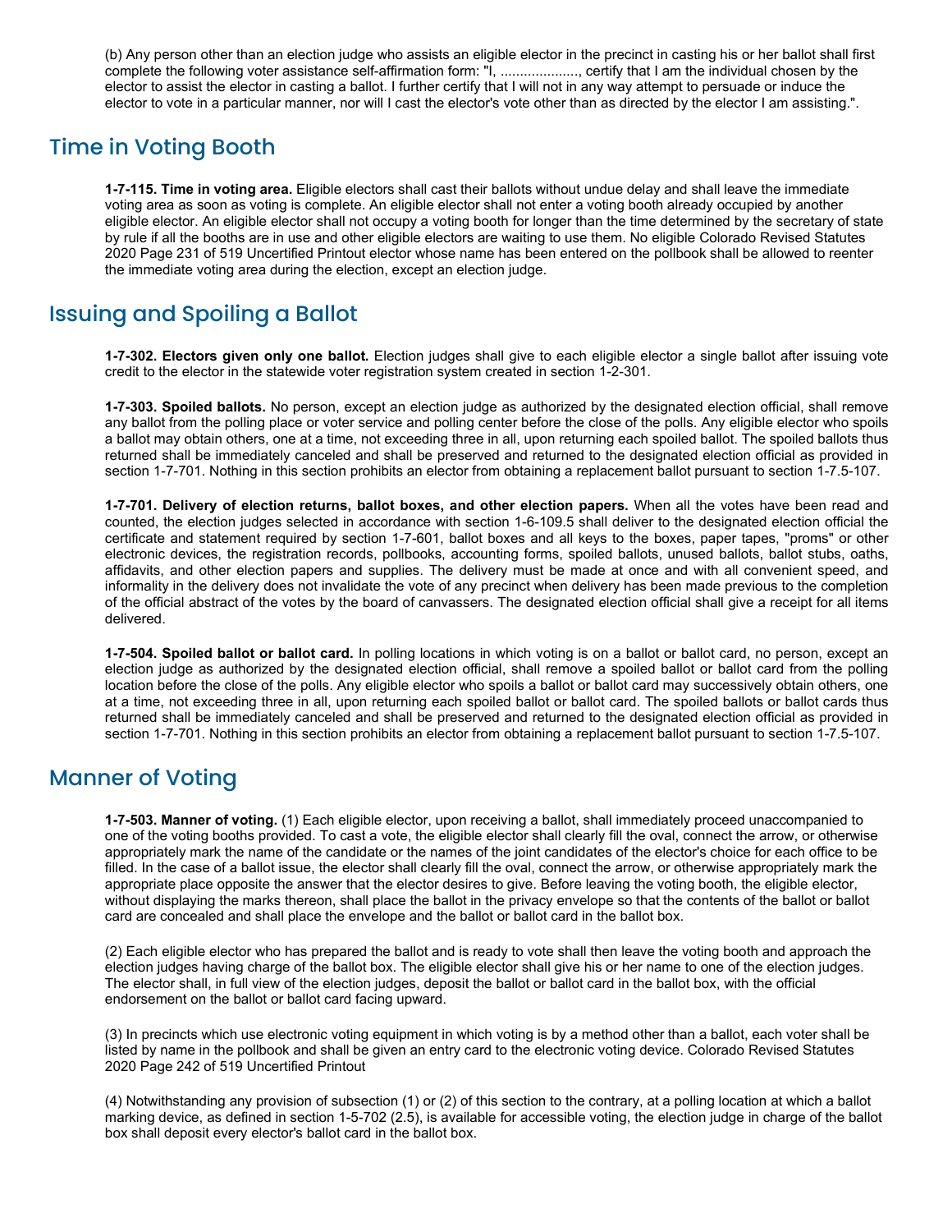(b) Any person other than an election judge who assists an eligible elector in the precinct in casting his or her ballot shall first complete the following voter assistance self-affirmation form: "I, ...................., certify that I am the individual chosen by the elector to assist the elector in casting a ballot. I further certify that I will not in any way attempt to persuade or induce the elector to vote in a particular manner, nor will I cast the elector's vote other than as directed by the elector I am assisting.".

## Time in Voting Booth

**1-7-115. Time in voting area.** Eligible electors shall cast their ballots without undue delay and shall leave the immediate voting area as soon as voting is complete. An eligible elector shall not enter a voting booth already occupied by another eligible elector. An eligible elector shall not occupy a voting booth for longer than the time determined by the secretary of state by rule if all the booths are in use and other eligible electors are waiting to use them. No eligible Colorado Revised Statutes 2020 Page 231 of 519 Uncertified Printout elector whose name has been entered on the pollbook shall be allowed to reenter the immediate voting area during the election, except an election judge.

## Issuing and Spoiling a Ballot

**1-7-302. Electors given only one ballot.** Election judges shall give to each eligible elector a single ballot after issuing vote credit to the elector in the statewide voter registration system created in section 1-2-301.

**1-7-303. Spoiled ballots.** No person, except an election judge as authorized by the designated election official, shall remove any ballot from the polling place or voter service and polling center before the close of the polls. Any eligible elector who spoils a ballot may obtain others, one at a time, not exceeding three in all, upon returning each spoiled ballot. The spoiled ballots thus returned shall be immediately canceled and shall be preserved and returned to the designated election official as provided in section 1-7-701. Nothing in this section prohibits an elector from obtaining a replacement ballot pursuant to section 1-7.5-107.

**1-7-701. Delivery of election returns, ballot boxes, and other election papers.** When all the votes have been read and counted, the election judges selected in accordance with section 1-6-109.5 shall deliver to the designated election official the certificate and statement required by section 1-7-601, ballot boxes and all keys to the boxes, paper tapes, "proms" or other electronic devices, the registration records, pollbooks, accounting forms, spoiled ballots, unused ballots, ballot stubs, oaths, affidavits, and other election papers and supplies. The delivery must be made at once and with all convenient speed, and informality in the delivery does not invalidate the vote of any precinct when delivery has been made previous to the completion of the official abstract of the votes by the board of canvassers. The designated election official shall give a receipt for all items delivered.

**1-7-504. Spoiled ballot or ballot card.** In polling locations in which voting is on a ballot or ballot card, no person, except an election judge as authorized by the designated election official, shall remove a spoiled ballot or ballot card from the polling location before the close of the polls. Any eligible elector who spoils a ballot or ballot card may successively obtain others, one at a time, not exceeding three in all, upon returning each spoiled ballot or ballot card. The spoiled ballots or ballot cards thus returned shall be immediately canceled and shall be preserved and returned to the designated election official as provided in section 1-7-701. Nothing in this section prohibits an elector from obtaining a replacement ballot pursuant to section 1-7.5-107.

## Manner of Voting

**1-7-503. Manner of voting.** (1) Each eligible elector, upon receiving a ballot, shall immediately proceed unaccompanied to one of the voting booths provided. To cast a vote, the eligible elector shall clearly fill the oval, connect the arrow, or otherwise appropriately mark the name of the candidate or the names of the joint candidates of the elector's choice for each office to be filled. In the case of a ballot issue, the elector shall clearly fill the oval, connect the arrow, or otherwise appropriately mark the appropriate place opposite the answer that the elector desires to give. Before leaving the voting booth, the eligible elector, without displaying the marks thereon, shall place the ballot in the privacy envelope so that the contents of the ballot or ballot card are concealed and shall place the envelope and the ballot or ballot card in the ballot box.

(2) Each eligible elector who has prepared the ballot and is ready to vote shall then leave the voting booth and approach the election judges having charge of the ballot box. The eligible elector shall give his or her name to one of the election judges. The elector shall, in full view of the election judges, deposit the ballot or ballot card in the ballot box, with the official endorsement on the ballot or ballot card facing upward.

(3) In precincts which use electronic voting equipment in which voting is by a method other than a ballot, each voter shall be listed by name in the pollbook and shall be given an entry card to the electronic voting device. Colorado Revised Statutes 2020 Page 242 of 519 Uncertified Printout

(4) Notwithstanding any provision of subsection (1) or (2) of this section to the contrary, at a polling location at which a ballot marking device, as defined in section 1-5-702 (2.5), is available for accessible voting, the election judge in charge of the ballot box shall deposit every elector's ballot card in the ballot box.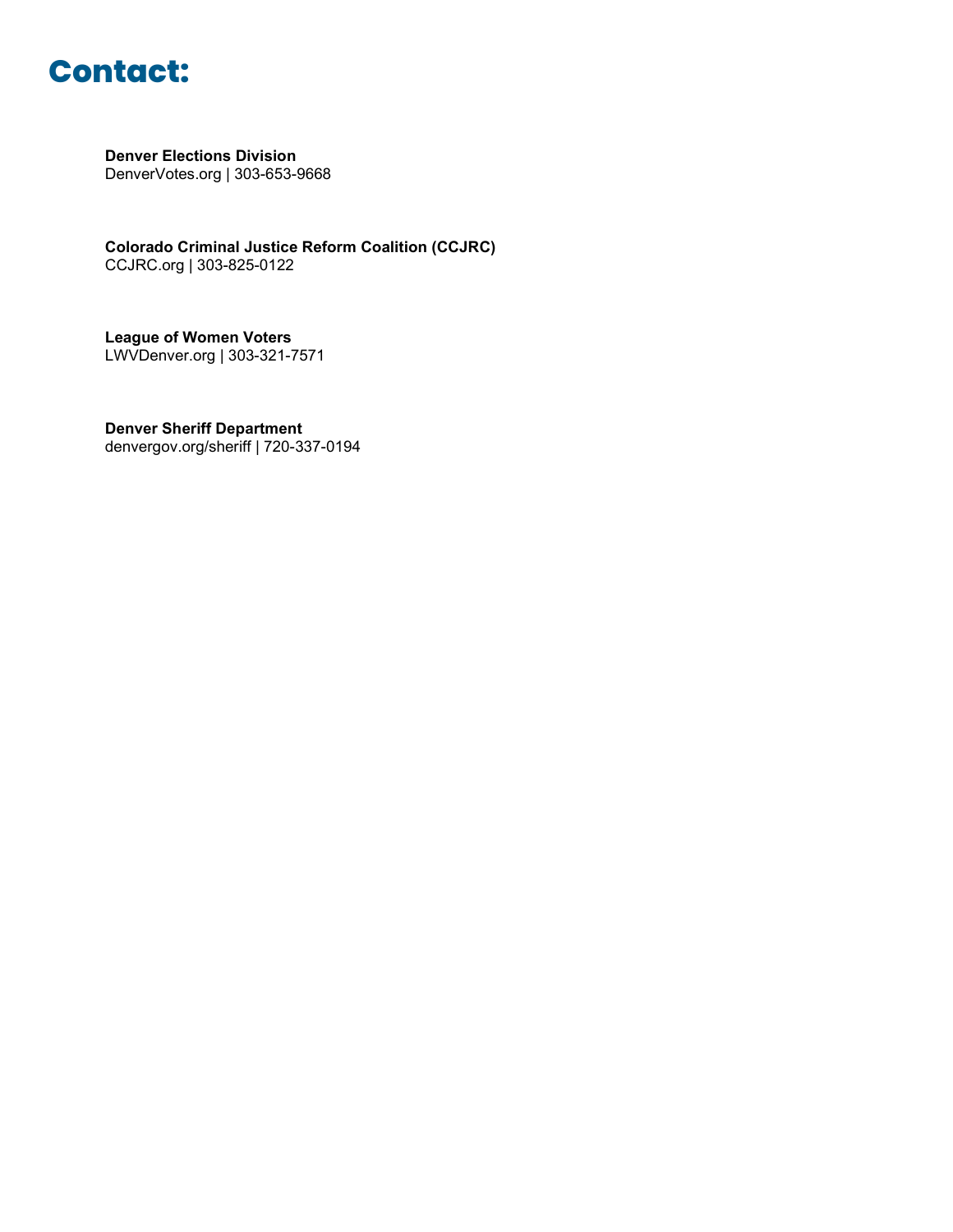# Contact:

**Denver Elections Division**
DenverVotes.org | 303-653-9668

**Colorado Criminal Justice Reform Coalition (CCJRC)**
CCJRC.org | 303-825-0122

**League of Women Voters**
LWVDenver.org | 303-321-7571

**Denver Sheriff Department**
denvergov.org/sheriff | 720-337-0194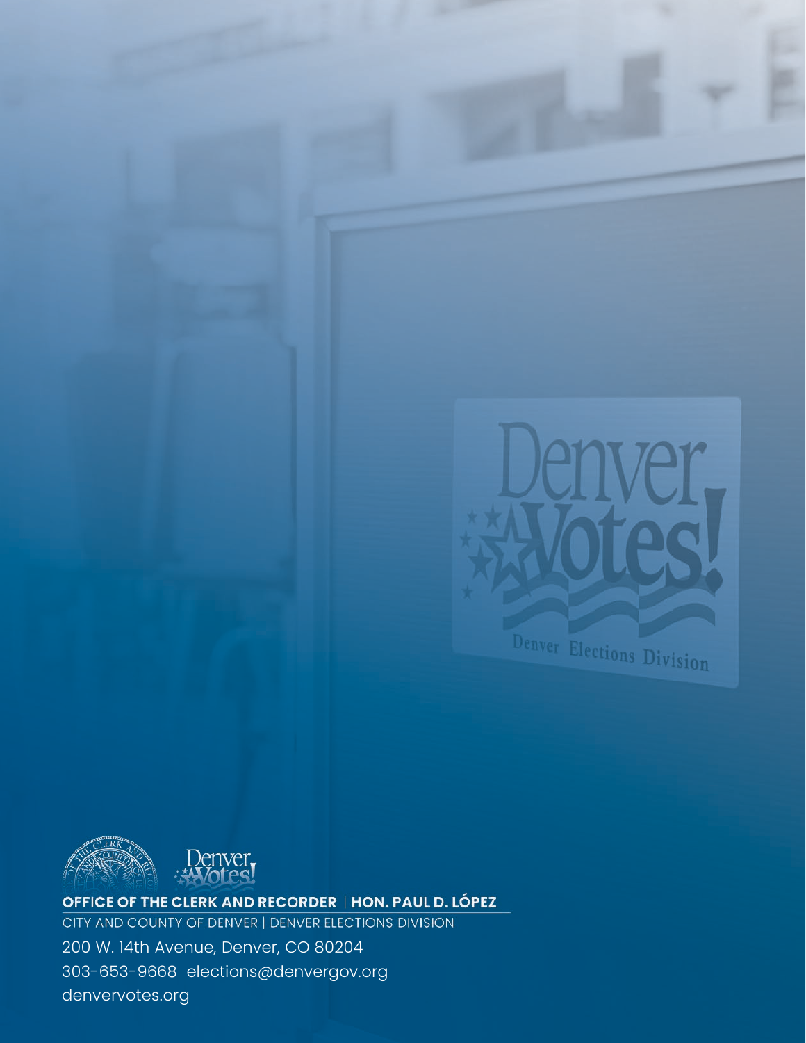**OFFICE OF THE CLERK AND RECORDER | HON. PAUL D. LÓPEZ**

CITY AND COUNTY OF DENVER | DENVER ELECTIONS DIVISION

200 W. 14th Avenue, Denver, CO 80204

303-653-9668 elections@denvergov.org

denvervotes.org